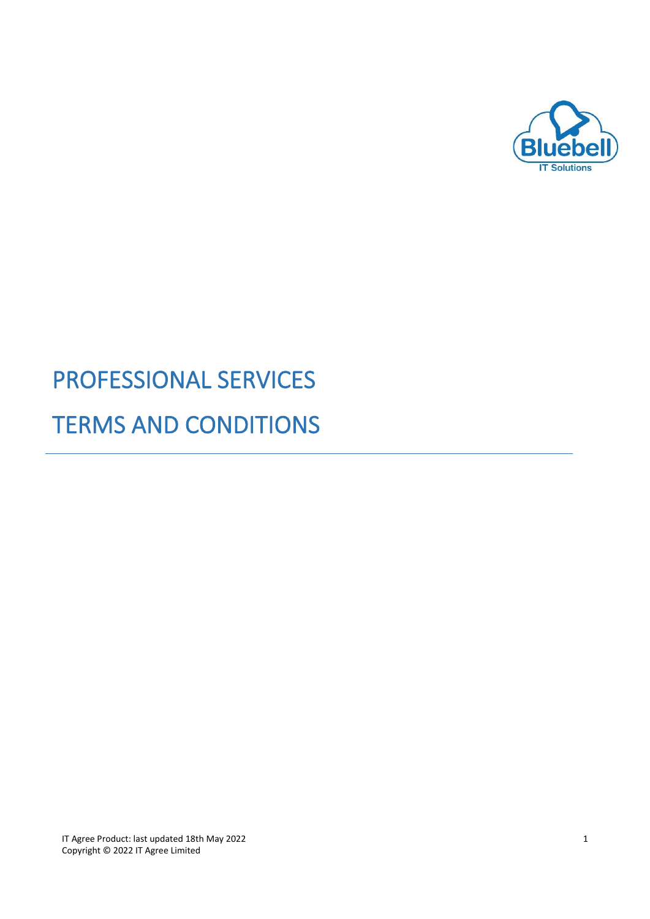# PROFESSIONAL SERVICES

# TERMS AND CONDITIONS

IT Agree Product: last updated 18th May 2022
Copyright © 2022 IT Agree Limited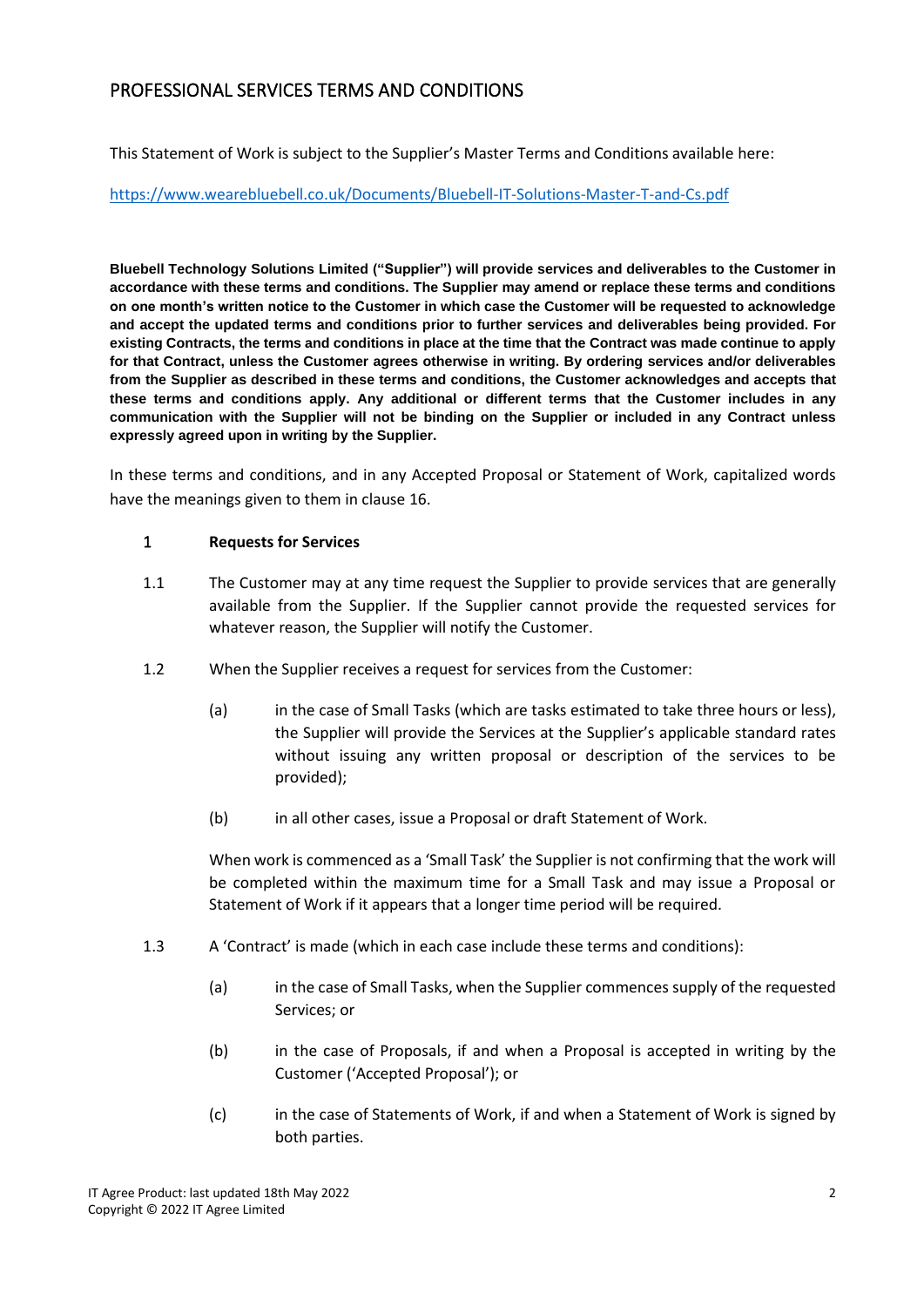## PROFESSIONAL SERVICES TERMS AND CONDITIONS

This Statement of Work is subject to the Supplier's Master Terms and Conditions available here:

[https://www.wearebluebell.co.uk/Documents/Bluebell-IT-Solutions-Master-T-and-Cs.pdf](https://www.wearebluebell.co.uk/Documents/Bluebell-IT-Solutions-Master-T-and-Cs.pdf)

**Bluebell Technology Solutions Limited ("Supplier") will provide services and deliverables to the Customer in accordance with these terms and conditions. The Supplier may amend or replace these terms and conditions on one month's written notice to the Customer in which case the Customer will be requested to acknowledge and accept the updated terms and conditions prior to further services and deliverables being provided. For existing Contracts, the terms and conditions in place at the time that the Contract was made continue to apply for that Contract, unless the Customer agrees otherwise in writing. By ordering services and/or deliverables from the Supplier as described in these terms and conditions, the Customer acknowledges and accepts that these terms and conditions apply. Any additional or different terms that the Customer includes in any communication with the Supplier will not be binding on the Supplier or included in any Contract unless expressly agreed upon in writing by the Supplier.**

In these terms and conditions, and in any Accepted Proposal or Statement of Work, capitalized words have the meanings given to them in clause 16.

### 1 Requests for Services

1.1 The Customer may at any time request the Supplier to provide services that are generally available from the Supplier. If the Supplier cannot provide the requested services for whatever reason, the Supplier will notify the Customer.

1.2 When the Supplier receives a request for services from the Customer:

(a) in the case of Small Tasks (which are tasks estimated to take three hours or less), the Supplier will provide the Services at the Supplier's applicable standard rates without issuing any written proposal or description of the services to be provided);

(b) in all other cases, issue a Proposal or draft Statement of Work.

When work is commenced as a 'Small Task' the Supplier is not confirming that the work will be completed within the maximum time for a Small Task and may issue a Proposal or Statement of Work if it appears that a longer time period will be required.

1.3 A 'Contract' is made (which in each case include these terms and conditions):

(a) in the case of Small Tasks, when the Supplier commences supply of the requested Services; or

(b) in the case of Proposals, if and when a Proposal is accepted in writing by the Customer ('Accepted Proposal'); or

(c) in the case of Statements of Work, if and when a Statement of Work is signed by both parties.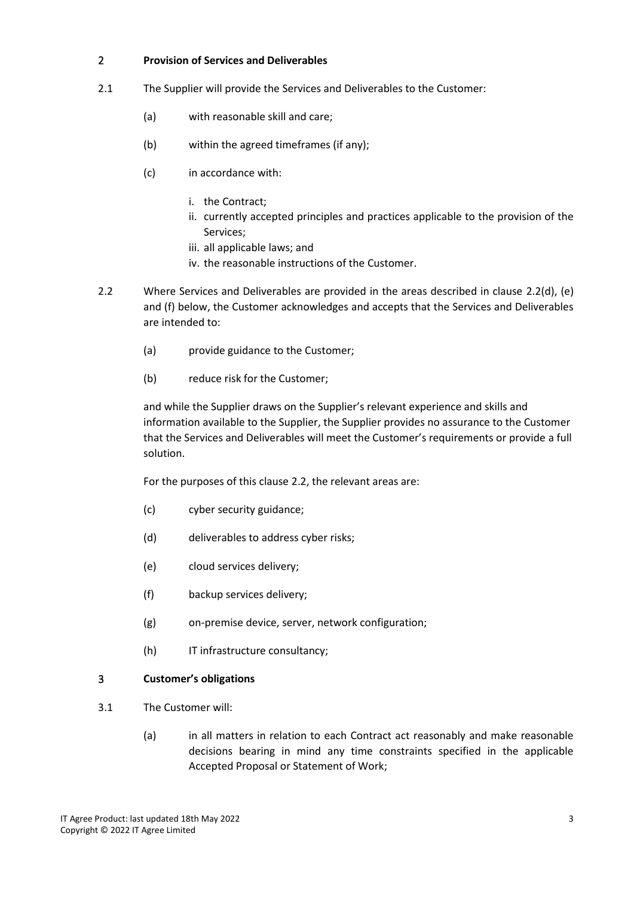## 2 Provision of Services and Deliverables

2.1 The Supplier will provide the Services and Deliverables to the Customer:

(a) with reasonable skill and care;

(b) within the agreed timeframes (if any);

(c) in accordance with:

i. the Contract;
ii. currently accepted principles and practices applicable to the provision of the Services;
iii. all applicable laws; and
iv. the reasonable instructions of the Customer.

2.2 Where Services and Deliverables are provided in the areas described in clause 2.2(d), (e) and (f) below, the Customer acknowledges and accepts that the Services and Deliverables are intended to:

(a) provide guidance to the Customer;

(b) reduce risk for the Customer;

and while the Supplier draws on the Supplier's relevant experience and skills and information available to the Supplier, the Supplier provides no assurance to the Customer that the Services and Deliverables will meet the Customer's requirements or provide a full solution.

For the purposes of this clause 2.2, the relevant areas are:

(c) cyber security guidance;

(d) deliverables to address cyber risks;

(e) cloud services delivery;

(f) backup services delivery;

(g) on-premise device, server, network configuration;

(h) IT infrastructure consultancy;

## 3 Customer's obligations

3.1 The Customer will:

(a) in all matters in relation to each Contract act reasonably and make reasonable decisions bearing in mind any time constraints specified in the applicable Accepted Proposal or Statement of Work;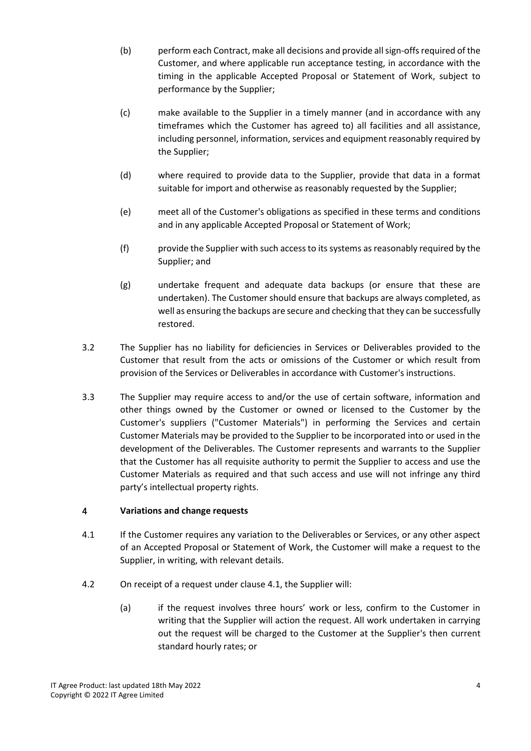(b) perform each Contract, make all decisions and provide all sign-offs required of the Customer, and where applicable run acceptance testing, in accordance with the timing in the applicable Accepted Proposal or Statement of Work, subject to performance by the Supplier;

(c) make available to the Supplier in a timely manner (and in accordance with any timeframes which the Customer has agreed to) all facilities and all assistance, including personnel, information, services and equipment reasonably required by the Supplier;

(d) where required to provide data to the Supplier, provide that data in a format suitable for import and otherwise as reasonably requested by the Supplier;

(e) meet all of the Customer's obligations as specified in these terms and conditions and in any applicable Accepted Proposal or Statement of Work;

(f) provide the Supplier with such access to its systems as reasonably required by the Supplier; and

(g) undertake frequent and adequate data backups (or ensure that these are undertaken). The Customer should ensure that backups are always completed, as well as ensuring the backups are secure and checking that they can be successfully restored.

3.2 The Supplier has no liability for deficiencies in Services or Deliverables provided to the Customer that result from the acts or omissions of the Customer or which result from provision of the Services or Deliverables in accordance with Customer's instructions.

3.3 The Supplier may require access to and/or the use of certain software, information and other things owned by the Customer or owned or licensed to the Customer by the Customer's suppliers ("Customer Materials") in performing the Services and certain Customer Materials may be provided to the Supplier to be incorporated into or used in the development of the Deliverables. The Customer represents and warrants to the Supplier that the Customer has all requisite authority to permit the Supplier to access and use the Customer Materials as required and that such access and use will not infringe any third party's intellectual property rights.

## 4 Variations and change requests

4.1 If the Customer requires any variation to the Deliverables or Services, or any other aspect of an Accepted Proposal or Statement of Work, the Customer will make a request to the Supplier, in writing, with relevant details.

4.2 On receipt of a request under clause 4.1, the Supplier will:

(a) if the request involves three hours' work or less, confirm to the Customer in writing that the Supplier will action the request. All work undertaken in carrying out the request will be charged to the Customer at the Supplier's then current standard hourly rates; or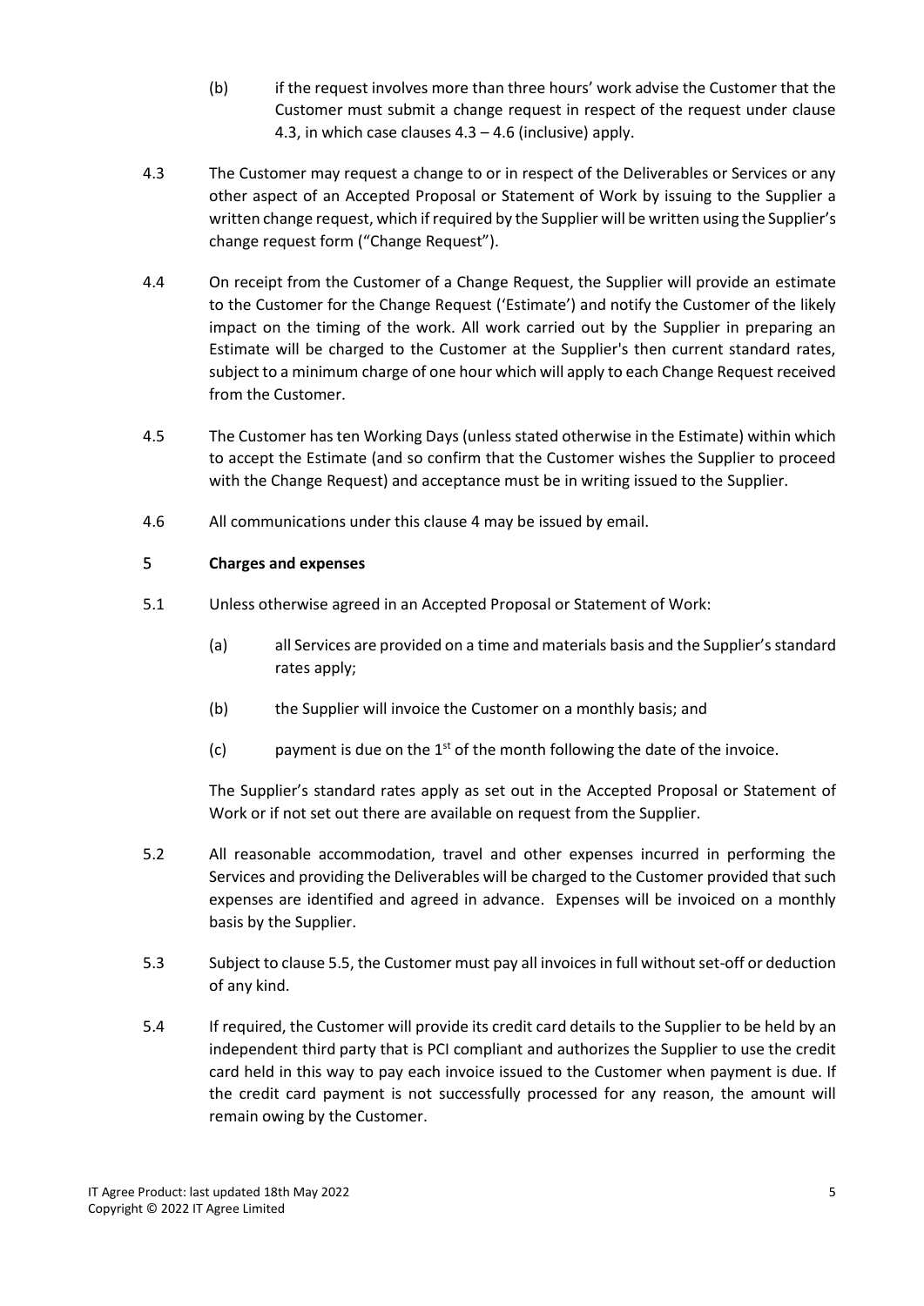(b) if the request involves more than three hours' work advise the Customer that the Customer must submit a change request in respect of the request under clause 4.3, in which case clauses 4.3 – 4.6 (inclusive) apply.

4.3 The Customer may request a change to or in respect of the Deliverables or Services or any other aspect of an Accepted Proposal or Statement of Work by issuing to the Supplier a written change request, which if required by the Supplier will be written using the Supplier's change request form ("Change Request").

4.4 On receipt from the Customer of a Change Request, the Supplier will provide an estimate to the Customer for the Change Request ('Estimate') and notify the Customer of the likely impact on the timing of the work. All work carried out by the Supplier in preparing an Estimate will be charged to the Customer at the Supplier's then current standard rates, subject to a minimum charge of one hour which will apply to each Change Request received from the Customer.

4.5 The Customer has ten Working Days (unless stated otherwise in the Estimate) within which to accept the Estimate (and so confirm that the Customer wishes the Supplier to proceed with the Change Request) and acceptance must be in writing issued to the Supplier.

4.6 All communications under this clause 4 may be issued by email.

## 5 Charges and expenses

5.1 Unless otherwise agreed in an Accepted Proposal or Statement of Work:

(a) all Services are provided on a time and materials basis and the Supplier's standard rates apply;

(b) the Supplier will invoice the Customer on a monthly basis; and

(c) payment is due on the 1st of the month following the date of the invoice.

The Supplier's standard rates apply as set out in the Accepted Proposal or Statement of Work or if not set out there are available on request from the Supplier.

5.2 All reasonable accommodation, travel and other expenses incurred in performing the Services and providing the Deliverables will be charged to the Customer provided that such expenses are identified and agreed in advance. Expenses will be invoiced on a monthly basis by the Supplier.

5.3 Subject to clause 5.5, the Customer must pay all invoices in full without set-off or deduction of any kind.

5.4 If required, the Customer will provide its credit card details to the Supplier to be held by an independent third party that is PCI compliant and authorizes the Supplier to use the credit card held in this way to pay each invoice issued to the Customer when payment is due. If the credit card payment is not successfully processed for any reason, the amount will remain owing by the Customer.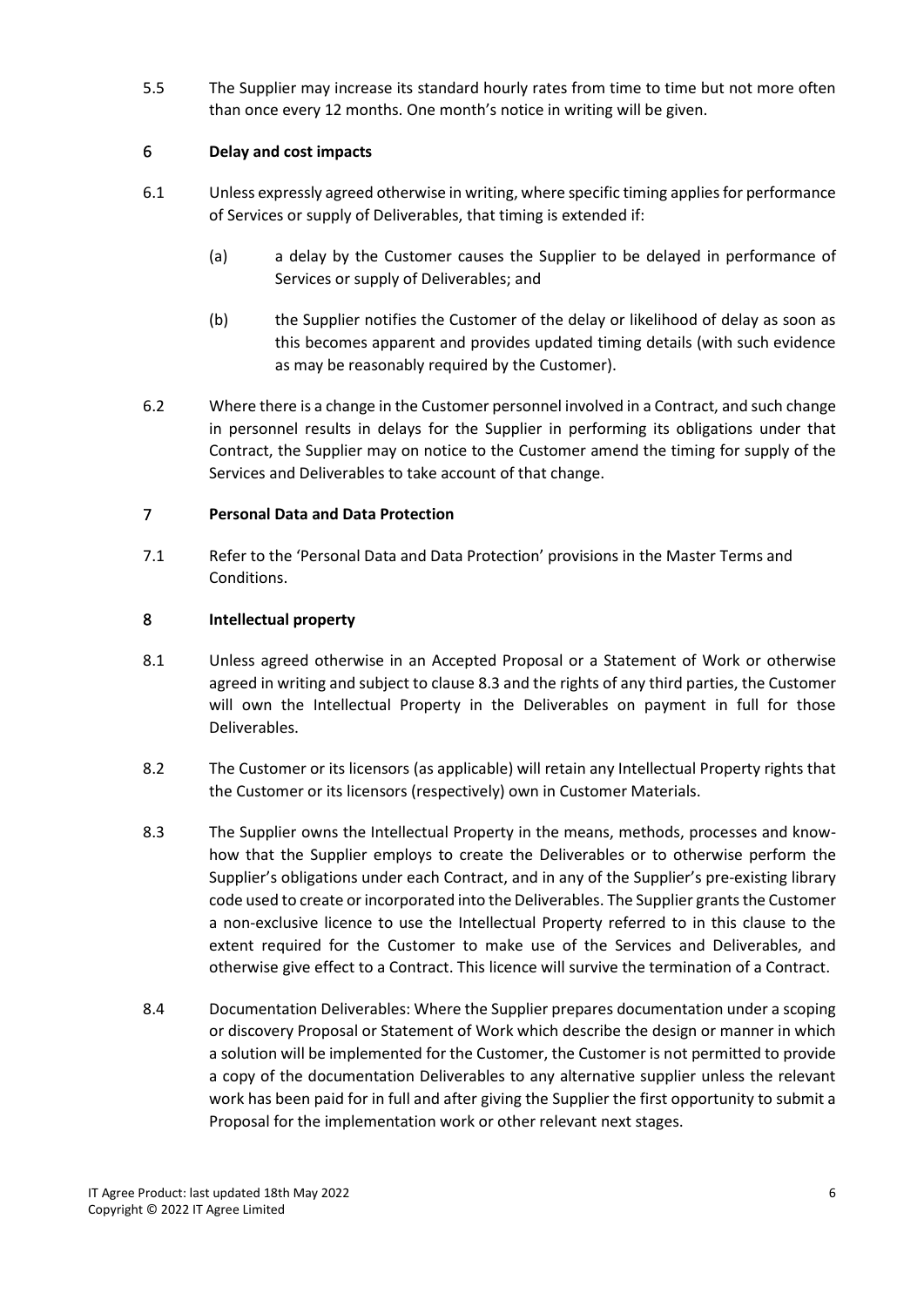5.5 The Supplier may increase its standard hourly rates from time to time but not more often than once every 12 months. One month's notice in writing will be given.

## 6 Delay and cost impacts

6.1 Unless expressly agreed otherwise in writing, where specific timing applies for performance of Services or supply of Deliverables, that timing is extended if:

(a) a delay by the Customer causes the Supplier to be delayed in performance of Services or supply of Deliverables; and

(b) the Supplier notifies the Customer of the delay or likelihood of delay as soon as this becomes apparent and provides updated timing details (with such evidence as may be reasonably required by the Customer).

6.2 Where there is a change in the Customer personnel involved in a Contract, and such change in personnel results in delays for the Supplier in performing its obligations under that Contract, the Supplier may on notice to the Customer amend the timing for supply of the Services and Deliverables to take account of that change.

## 7 Personal Data and Data Protection

7.1 Refer to the 'Personal Data and Data Protection' provisions in the Master Terms and Conditions.

## 8 Intellectual property

8.1 Unless agreed otherwise in an Accepted Proposal or a Statement of Work or otherwise agreed in writing and subject to clause 8.3 and the rights of any third parties, the Customer will own the Intellectual Property in the Deliverables on payment in full for those Deliverables.

8.2 The Customer or its licensors (as applicable) will retain any Intellectual Property rights that the Customer or its licensors (respectively) own in Customer Materials.

8.3 The Supplier owns the Intellectual Property in the means, methods, processes and know-how that the Supplier employs to create the Deliverables or to otherwise perform the Supplier's obligations under each Contract, and in any of the Supplier's pre-existing library code used to create or incorporated into the Deliverables. The Supplier grants the Customer a non-exclusive licence to use the Intellectual Property referred to in this clause to the extent required for the Customer to make use of the Services and Deliverables, and otherwise give effect to a Contract. This licence will survive the termination of a Contract.

8.4 Documentation Deliverables: Where the Supplier prepares documentation under a scoping or discovery Proposal or Statement of Work which describe the design or manner in which a solution will be implemented for the Customer, the Customer is not permitted to provide a copy of the documentation Deliverables to any alternative supplier unless the relevant work has been paid for in full and after giving the Supplier the first opportunity to submit a Proposal for the implementation work or other relevant next stages.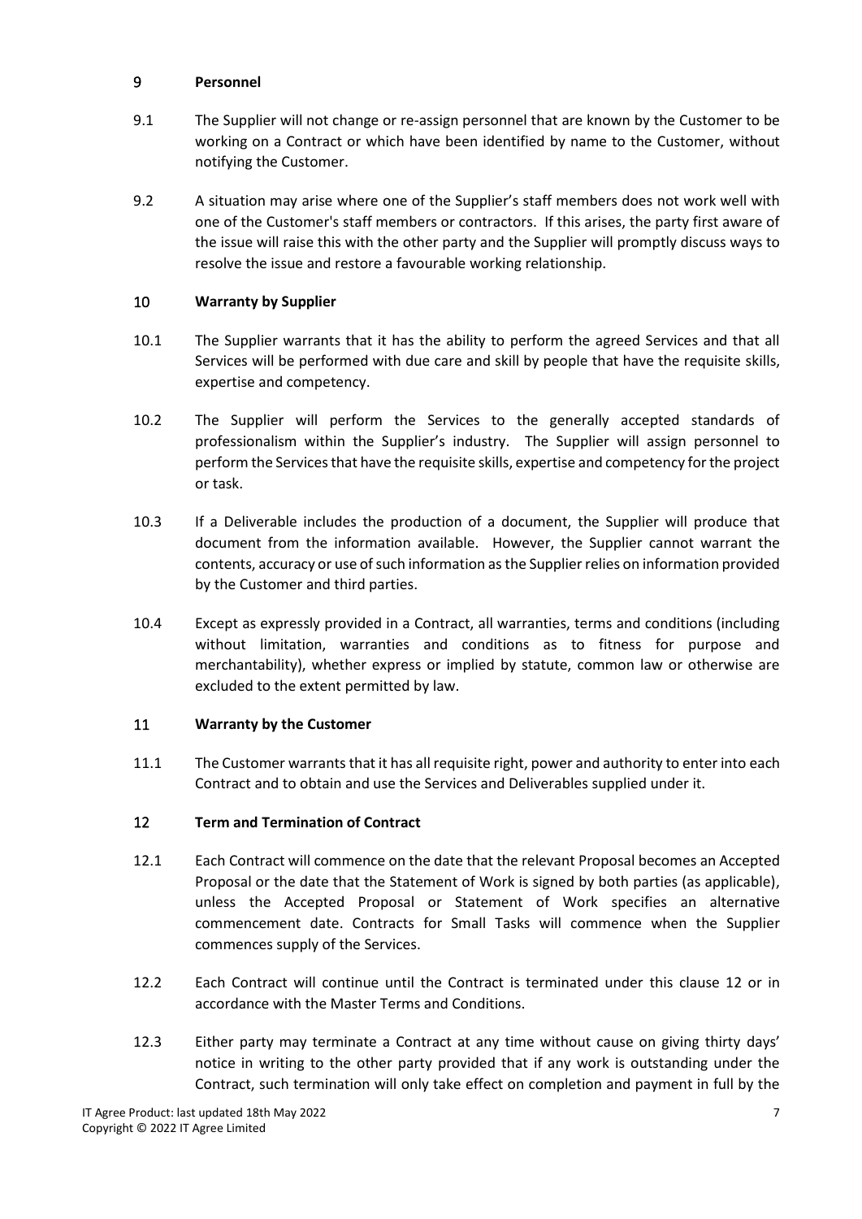## 9 Personnel

9.1 The Supplier will not change or re-assign personnel that are known by the Customer to be working on a Contract or which have been identified by name to the Customer, without notifying the Customer.

9.2 A situation may arise where one of the Supplier's staff members does not work well with one of the Customer's staff members or contractors. If this arises, the party first aware of the issue will raise this with the other party and the Supplier will promptly discuss ways to resolve the issue and restore a favourable working relationship.

## 10 Warranty by Supplier

10.1 The Supplier warrants that it has the ability to perform the agreed Services and that all Services will be performed with due care and skill by people that have the requisite skills, expertise and competency.

10.2 The Supplier will perform the Services to the generally accepted standards of professionalism within the Supplier's industry. The Supplier will assign personnel to perform the Services that have the requisite skills, expertise and competency for the project or task.

10.3 If a Deliverable includes the production of a document, the Supplier will produce that document from the information available. However, the Supplier cannot warrant the contents, accuracy or use of such information as the Supplier relies on information provided by the Customer and third parties.

10.4 Except as expressly provided in a Contract, all warranties, terms and conditions (including without limitation, warranties and conditions as to fitness for purpose and merchantability), whether express or implied by statute, common law or otherwise are excluded to the extent permitted by law.

## 11 Warranty by the Customer

11.1 The Customer warrants that it has all requisite right, power and authority to enter into each Contract and to obtain and use the Services and Deliverables supplied under it.

## 12 Term and Termination of Contract

12.1 Each Contract will commence on the date that the relevant Proposal becomes an Accepted Proposal or the date that the Statement of Work is signed by both parties (as applicable), unless the Accepted Proposal or Statement of Work specifies an alternative commencement date. Contracts for Small Tasks will commence when the Supplier commences supply of the Services.

12.2 Each Contract will continue until the Contract is terminated under this clause 12 or in accordance with the Master Terms and Conditions.

12.3 Either party may terminate a Contract at any time without cause on giving thirty days' notice in writing to the other party provided that if any work is outstanding under the Contract, such termination will only take effect on completion and payment in full by the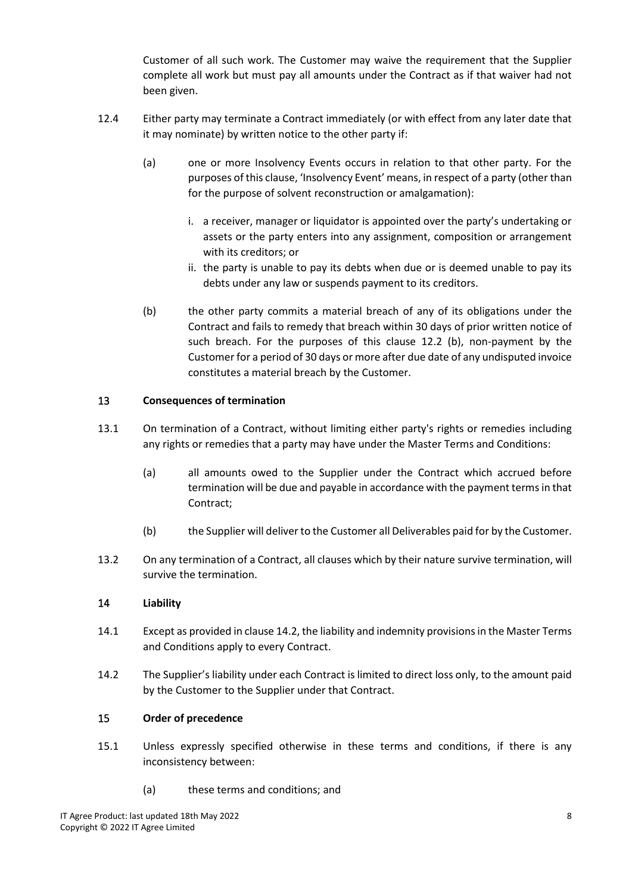Customer of all such work. The Customer may waive the requirement that the Supplier complete all work but must pay all amounts under the Contract as if that waiver had not been given.

12.4 Either party may terminate a Contract immediately (or with effect from any later date that it may nominate) by written notice to the other party if:

(a) one or more Insolvency Events occurs in relation to that other party. For the purposes of this clause, 'Insolvency Event' means, in respect of a party (other than for the purpose of solvent reconstruction or amalgamation):

i. a receiver, manager or liquidator is appointed over the party's undertaking or assets or the party enters into any assignment, composition or arrangement with its creditors; or

ii. the party is unable to pay its debts when due or is deemed unable to pay its debts under any law or suspends payment to its creditors.

(b) the other party commits a material breach of any of its obligations under the Contract and fails to remedy that breach within 30 days of prior written notice of such breach. For the purposes of this clause 12.2 (b), non-payment by the Customer for a period of 30 days or more after due date of any undisputed invoice constitutes a material breach by the Customer.

## 13 Consequences of termination

13.1 On termination of a Contract, without limiting either party's rights or remedies including any rights or remedies that a party may have under the Master Terms and Conditions:

(a) all amounts owed to the Supplier under the Contract which accrued before termination will be due and payable in accordance with the payment terms in that Contract;

(b) the Supplier will deliver to the Customer all Deliverables paid for by the Customer.

13.2 On any termination of a Contract, all clauses which by their nature survive termination, will survive the termination.

## 14 Liability

14.1 Except as provided in clause 14.2, the liability and indemnity provisions in the Master Terms and Conditions apply to every Contract.

14.2 The Supplier's liability under each Contract is limited to direct loss only, to the amount paid by the Customer to the Supplier under that Contract.

## 15 Order of precedence

15.1 Unless expressly specified otherwise in these terms and conditions, if there is any inconsistency between:

(a) these terms and conditions; and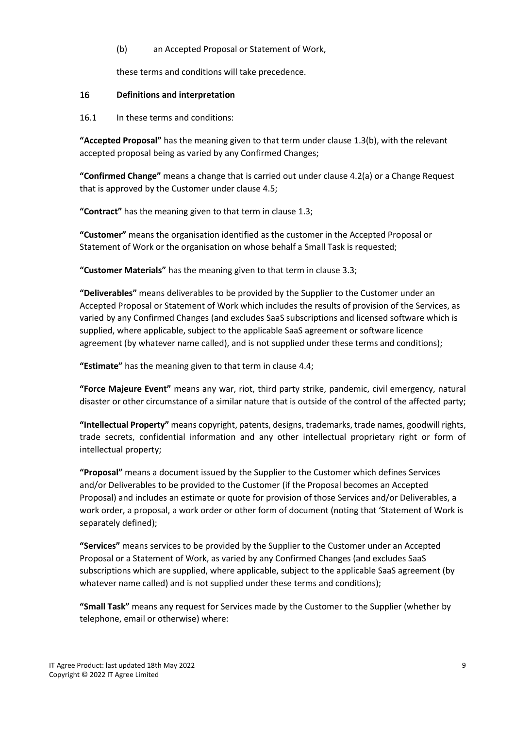(b) an Accepted Proposal or Statement of Work,

these terms and conditions will take precedence.

## 16 Definitions and interpretation

16.1 In these terms and conditions:

**"Accepted Proposal"** has the meaning given to that term under clause 1.3(b), with the relevant accepted proposal being as varied by any Confirmed Changes;

**"Confirmed Change"** means a change that is carried out under clause 4.2(a) or a Change Request that is approved by the Customer under clause 4.5;

**"Contract"** has the meaning given to that term in clause 1.3;

**"Customer"** means the organisation identified as the customer in the Accepted Proposal or Statement of Work or the organisation on whose behalf a Small Task is requested;

**"Customer Materials"** has the meaning given to that term in clause 3.3;

**"Deliverables"** means deliverables to be provided by the Supplier to the Customer under an Accepted Proposal or Statement of Work which includes the results of provision of the Services, as varied by any Confirmed Changes (and excludes SaaS subscriptions and licensed software which is supplied, where applicable, subject to the applicable SaaS agreement or software licence agreement (by whatever name called), and is not supplied under these terms and conditions);

**"Estimate"** has the meaning given to that term in clause 4.4;

**"Force Majeure Event"** means any war, riot, third party strike, pandemic, civil emergency, natural disaster or other circumstance of a similar nature that is outside of the control of the affected party;

**"Intellectual Property"** means copyright, patents, designs, trademarks, trade names, goodwill rights, trade secrets, confidential information and any other intellectual proprietary right or form of intellectual property;

**"Proposal"** means a document issued by the Supplier to the Customer which defines Services and/or Deliverables to be provided to the Customer (if the Proposal becomes an Accepted Proposal) and includes an estimate or quote for provision of those Services and/or Deliverables, a work order, a proposal, a work order or other form of document (noting that 'Statement of Work is separately defined);

**"Services"** means services to be provided by the Supplier to the Customer under an Accepted Proposal or a Statement of Work, as varied by any Confirmed Changes (and excludes SaaS subscriptions which are supplied, where applicable, subject to the applicable SaaS agreement (by whatever name called) and is not supplied under these terms and conditions);

**"Small Task"** means any request for Services made by the Customer to the Supplier (whether by telephone, email or otherwise) where: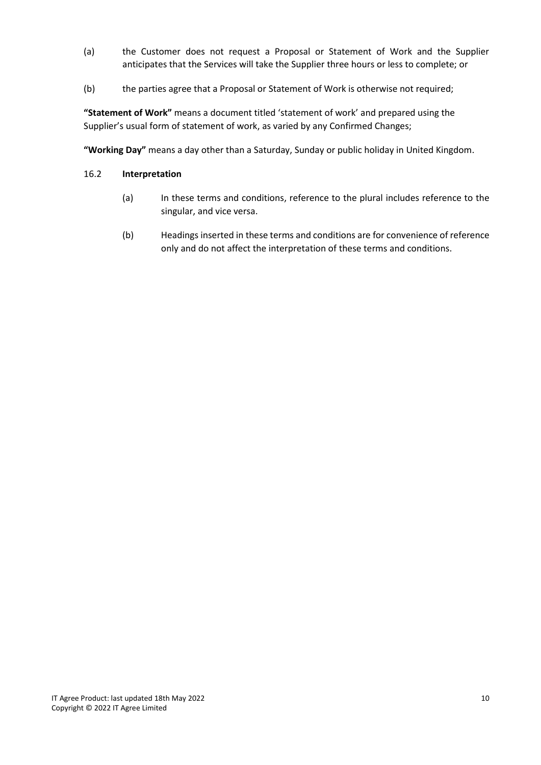(a) the Customer does not request a Proposal or Statement of Work and the Supplier anticipates that the Services will take the Supplier three hours or less to complete; or

(b) the parties agree that a Proposal or Statement of Work is otherwise not required;

**"Statement of Work"** means a document titled 'statement of work' and prepared using the Supplier's usual form of statement of work, as varied by any Confirmed Changes;

**"Working Day"** means a day other than a Saturday, Sunday or public holiday in United Kingdom.

16.2 **Interpretation**

(a) In these terms and conditions, reference to the plural includes reference to the singular, and vice versa.

(b) Headings inserted in these terms and conditions are for convenience of reference only and do not affect the interpretation of these terms and conditions.